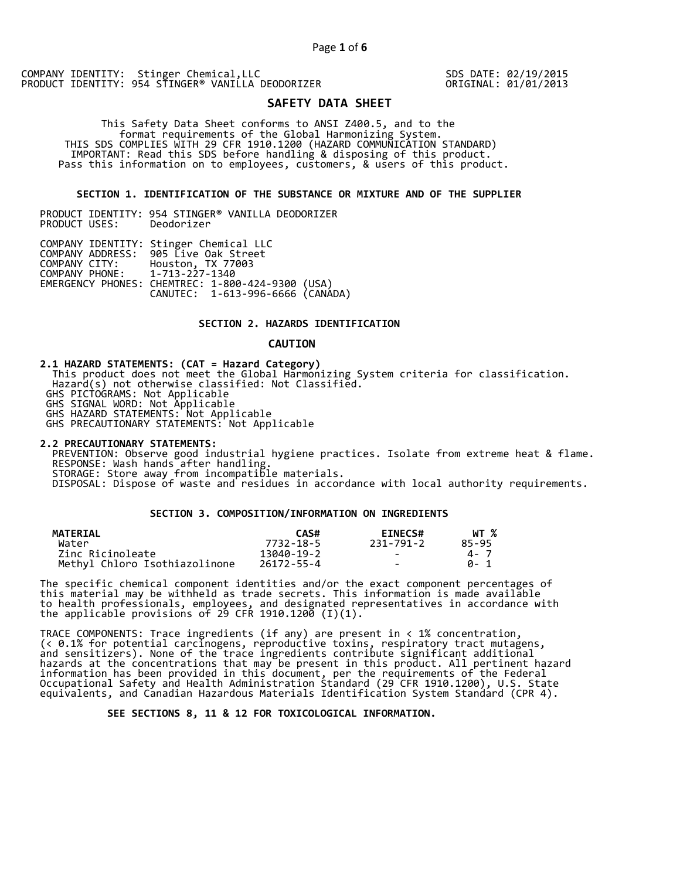COMPANY IDENTITY: Stinger Chemical,LLC
PRODUCT IDENTITY: 954 STINGER® VANILLA DEODORIZER

SDS DATE: 02/19/2015
ORIGINAL: 01/01/2013

# SAFETY DATA SHEET

This Safety Data Sheet conforms to ANSI Z400.5, and to the format requirements of the Global Harmonizing System.
THIS SDS COMPLIES WITH 29 CFR 1910.1200 (HAZARD COMMUNICATION STANDARD)
IMPORTANT: Read this SDS before handling & disposing of this product.
Pass this information on to employees, customers, & users of this product.

## SECTION 1. IDENTIFICATION OF THE SUBSTANCE OR MIXTURE AND OF THE SUPPLIER

PRODUCT IDENTITY: 954 STINGER® VANILLA DEODORIZER
PRODUCT USES: Deodorizer

COMPANY IDENTITY: Stinger Chemical LLC
COMPANY ADDRESS: 905 Live Oak Street
COMPANY CITY: Houston, TX 77003
COMPANY PHONE: 1-713-227-1340
EMERGENCY PHONES: CHEMTREC: 1-800-424-9300 (USA)
CANUTEC: 1-613-996-6666 (CANADA)

## SECTION 2. HAZARDS IDENTIFICATION

**CAUTION**

**2.1 HAZARD STATEMENTS: (CAT = Hazard Category)**
This product does not meet the Global Harmonizing System criteria for classification.
Hazard(s) not otherwise classified: Not Classified.
GHS PICTOGRAMS: Not Applicable
GHS SIGNAL WORD: Not Applicable
GHS HAZARD STATEMENTS: Not Applicable
GHS PRECAUTIONARY STATEMENTS: Not Applicable

**2.2 PRECAUTIONARY STATEMENTS:**
PREVENTION: Observe good industrial hygiene practices. Isolate from extreme heat & flame.
RESPONSE: Wash hands after handling.
STORAGE: Store away from incompatible materials.
DISPOSAL: Dispose of waste and residues in accordance with local authority requirements.

## SECTION 3. COMPOSITION/INFORMATION ON INGREDIENTS

| MATERIAL | CAS# | EINECS# | WT % |
|---|---|---|---|
| Water | 7732-18-5 | 231-791-2 | 85-95 |
| Zinc Ricinoleate | 13040-19-2 | - | 4- 7 |
| Methyl Chloro Isothiazolinone | 26172-55-4 | - | 0- 1 |

The specific chemical component identities and/or the exact component percentages of this material may be withheld as trade secrets. This information is made available to health professionals, employees, and designated representatives in accordance with the applicable provisions of 29 CFR 1910.1200 (I)(1).

TRACE COMPONENTS: Trace ingredients (if any) are present in < 1% concentration, (< 0.1% for potential carcinogens, reproductive toxins, respiratory tract mutagens, and sensitizers). None of the trace ingredients contribute significant additional hazards at the concentrations that may be present in this product. All pertinent hazard information has been provided in this document, per the requirements of the Federal Occupational Safety and Health Administration Standard (29 CFR 1910.1200), U.S. State equivalents, and Canadian Hazardous Materials Identification System Standard (CPR 4).

**SEE SECTIONS 8, 11 & 12 FOR TOXICOLOGICAL INFORMATION.**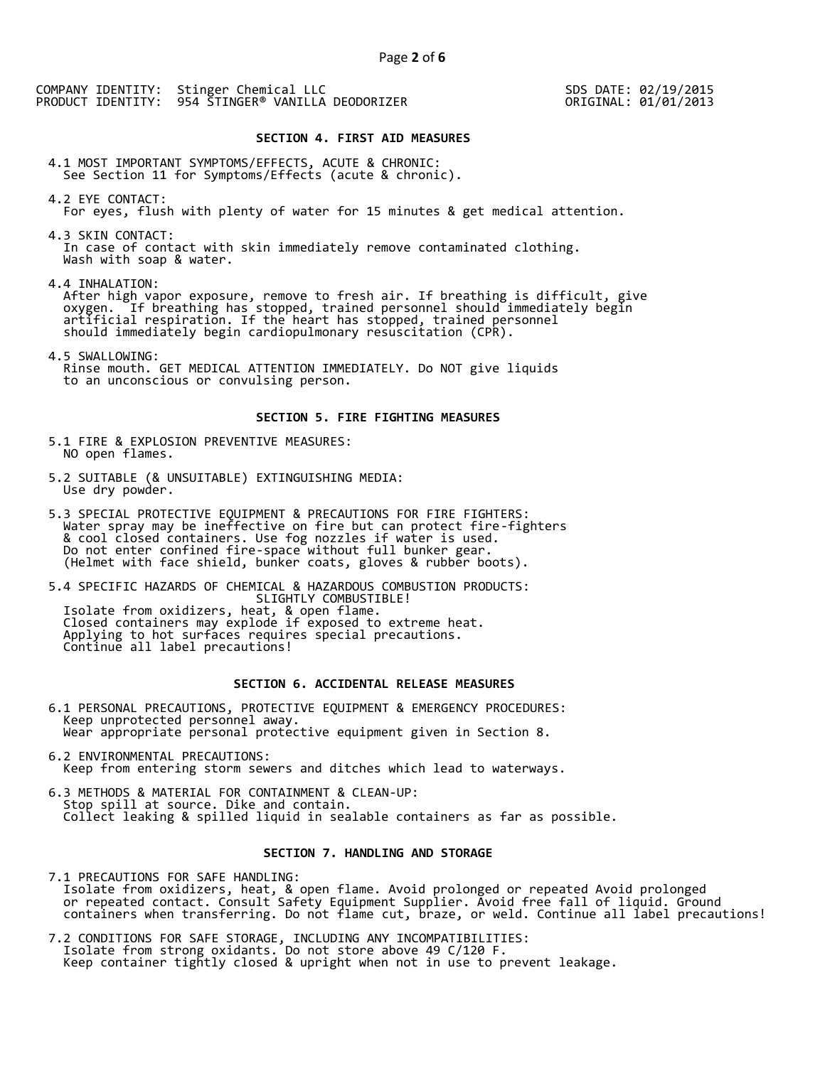COMPANY IDENTITY: Stinger Chemical LLC
PRODUCT IDENTITY: 954 STINGER® VANILLA DEODORIZER

SDS DATE: 02/19/2015
ORIGINAL: 01/01/2013

## SECTION 4. FIRST AID MEASURES

4.1 MOST IMPORTANT SYMPTOMS/EFFECTS, ACUTE & CHRONIC:
See Section 11 for Symptoms/Effects (acute & chronic).

4.2 EYE CONTACT:
For eyes, flush with plenty of water for 15 minutes & get medical attention.

4.3 SKIN CONTACT:
In case of contact with skin immediately remove contaminated clothing.
Wash with soap & water.

4.4 INHALATION:
After high vapor exposure, remove to fresh air. If breathing is difficult, give oxygen. If breathing has stopped, trained personnel should immediately begin artificial respiration. If the heart has stopped, trained personnel should immediately begin cardiopulmonary resuscitation (CPR).

4.5 SWALLOWING:
Rinse mouth. GET MEDICAL ATTENTION IMMEDIATELY. Do NOT give liquids to an unconscious or convulsing person.

## SECTION 5. FIRE FIGHTING MEASURES

5.1 FIRE & EXPLOSION PREVENTIVE MEASURES:
NO open flames.

5.2 SUITABLE (& UNSUITABLE) EXTINGUISHING MEDIA:
Use dry powder.

5.3 SPECIAL PROTECTIVE EQUIPMENT & PRECAUTIONS FOR FIRE FIGHTERS:
Water spray may be ineffective on fire but can protect fire-fighters & cool closed containers. Use fog nozzles if water is used.
Do not enter confined fire-space without full bunker gear.
(Helmet with face shield, bunker coats, gloves & rubber boots).

5.4 SPECIFIC HAZARDS OF CHEMICAL & HAZARDOUS COMBUSTION PRODUCTS:
SLIGHTLY COMBUSTIBLE!
Isolate from oxidizers, heat, & open flame.
Closed containers may explode if exposed to extreme heat.
Applying to hot surfaces requires special precautions.
Continue all label precautions!

## SECTION 6. ACCIDENTAL RELEASE MEASURES

6.1 PERSONAL PRECAUTIONS, PROTECTIVE EQUIPMENT & EMERGENCY PROCEDURES:
Keep unprotected personnel away.
Wear appropriate personal protective equipment given in Section 8.

6.2 ENVIRONMENTAL PRECAUTIONS:
Keep from entering storm sewers and ditches which lead to waterways.

6.3 METHODS & MATERIAL FOR CONTAINMENT & CLEAN-UP:
Stop spill at source. Dike and contain.
Collect leaking & spilled liquid in sealable containers as far as possible.

## SECTION 7. HANDLING AND STORAGE

7.1 PRECAUTIONS FOR SAFE HANDLING:
Isolate from oxidizers, heat, & open flame. Avoid prolonged or repeated Avoid prolonged or repeated contact. Consult Safety Equipment Supplier. Avoid free fall of liquid. Ground containers when transferring. Do not flame cut, braze, or weld. Continue all label precautions!

7.2 CONDITIONS FOR SAFE STORAGE, INCLUDING ANY INCOMPATIBILITIES:
Isolate from strong oxidants. Do not store above 49 C/120 F.
Keep container tightly closed & upright when not in use to prevent leakage.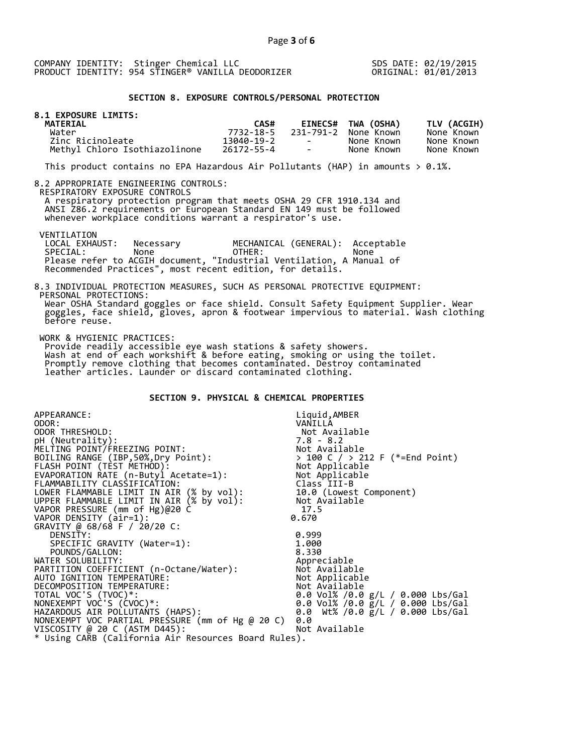COMPANY IDENTITY: Stinger Chemical LLC
PRODUCT IDENTITY: 954 STINGER® VANILLA DEODORIZER

SDS DATE: 02/19/2015
ORIGINAL: 01/01/2013

## SECTION 8. EXPOSURE CONTROLS/PERSONAL PROTECTION

**8.1 EXPOSURE LIMITS:**

| MATERIAL | CAS# | EINECS# | TWA (OSHA) | TLV (ACGIH) |
|---|---|---|---|---|
| Water | 7732-18-5 | 231-791-2 | None Known | None Known |
| Zinc Ricinoleate | 13040-19-2 | - | None Known | None Known |
| Methyl Chloro Isothiazolinone | 26172-55-4 | - | None Known | None Known |

This product contains no EPA Hazardous Air Pollutants (HAP) in amounts > 0.1%.

8.2 APPROPRIATE ENGINEERING CONTROLS:

RESPIRATORY EXPOSURE CONTROLS

A respiratory protection program that meets OSHA 29 CFR 1910.134 and ANSI Z86.2 requirements or European Standard EN 149 must be followed whenever workplace conditions warrant a respirator's use.

VENTILATION

| | | | |
|---|---|---|---|
| LOCAL EXHAUST: | Necessary | MECHANICAL (GENERAL): | Acceptable |
| SPECIAL: | None | OTHER: | None |

Please refer to ACGIH document, "Industrial Ventilation, A Manual of Recommended Practices", most recent edition, for details.

8.3 INDIVIDUAL PROTECTION MEASURES, SUCH AS PERSONAL PROTECTIVE EQUIPMENT:

PERSONAL PROTECTIONS:

Wear OSHA Standard goggles or face shield. Consult Safety Equipment Supplier. Wear goggles, face shield, gloves, apron & footwear impervious to material. Wash clothing before reuse.

WORK & HYGIENIC PRACTICES:

Provide readily accessible eye wash stations & safety showers. Wash at end of each workshift & before eating, smoking or using the toilet. Promptly remove clothing that becomes contaminated. Destroy contaminated leather articles. Launder or discard contaminated clothing.

## SECTION 9. PHYSICAL & CHEMICAL PROPERTIES

| | |
|---|---|
| APPEARANCE: | Liquid,AMBER |
| ODOR: | VANILLA |
| ODOR THRESHOLD: | Not Available |
| pH (Neutrality): | 7.8 - 8.2 |
| MELTING POINT/FREEZING POINT: | Not Available |
| BOILING RANGE (IBP,50%,Dry Point): | > 100 C / > 212 F (*=End Point) |
| FLASH POINT (TEST METHOD): | Not Applicable |
| EVAPORATION RATE (n-Butyl Acetate=1): | Not Applicable |
| FLAMMABILITY CLASSIFICATION: | Class III-B |
| LOWER FLAMMABLE LIMIT IN AIR (% by vol): | 10.0 (Lowest Component) |
| UPPER FLAMMABLE LIMIT IN AIR (% by vol): | Not Available |
| VAPOR PRESSURE (mm of Hg)@20 C | 17.5 |
| VAPOR DENSITY (air=1): | 0.670 |
| GRAVITY @ 68/68 F / 20/20 C: | |
| DENSITY: | 0.999 |
| SPECIFIC GRAVITY (Water=1): | 1.000 |
| POUNDS/GALLON: | 8.330 |
| WATER SOLUBILITY: | Appreciable |
| PARTITION COEFFICIENT (n-Octane/Water): | Not Available |
| AUTO IGNITION TEMPERATURE: | Not Applicable |
| DECOMPOSITION TEMPERATURE: | Not Available |
| TOTAL VOC'S (TVOC)*: | 0.0 Vol% /0.0 g/L / 0.000 Lbs/Gal |
| NONEXEMPT VOC'S (CVOC)*: | 0.0 Vol% /0.0 g/L / 0.000 Lbs/Gal |
| HAZARDOUS AIR POLLUTANTS (HAPS): | 0.0 Wt% /0.0 g/L / 0.000 Lbs/Gal |
| NONEXEMPT VOC PARTIAL PRESSURE (mm of Hg @ 20 C) | 0.0 |
| VISCOSITY @ 20 C (ASTM D445): | Not Available |

* Using CARB (California Air Resources Board Rules).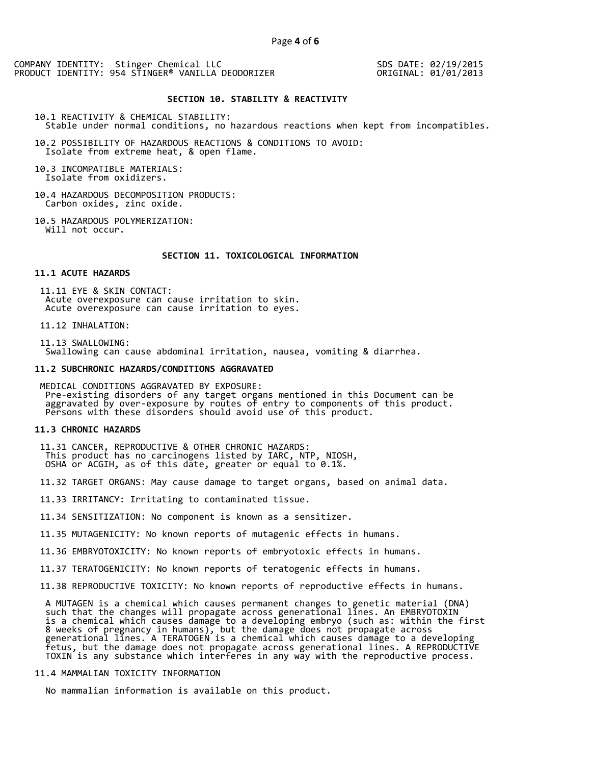COMPANY IDENTITY: Stinger Chemical LLC
PRODUCT IDENTITY: 954 STINGER® VANILLA DEODORIZER

SDS DATE: 02/19/2015
ORIGINAL: 01/01/2013

## SECTION 10. STABILITY & REACTIVITY

10.1 REACTIVITY & CHEMICAL STABILITY:
Stable under normal conditions, no hazardous reactions when kept from incompatibles.

10.2 POSSIBILITY OF HAZARDOUS REACTIONS & CONDITIONS TO AVOID:
Isolate from extreme heat, & open flame.

10.3 INCOMPATIBLE MATERIALS:
Isolate from oxidizers.

10.4 HAZARDOUS DECOMPOSITION PRODUCTS:
Carbon oxides, zinc oxide.

10.5 HAZARDOUS POLYMERIZATION:
Will not occur.

## SECTION 11. TOXICOLOGICAL INFORMATION

### 11.1 ACUTE HAZARDS

11.11 EYE & SKIN CONTACT:
Acute overexposure can cause irritation to skin.
Acute overexposure can cause irritation to eyes.

11.12 INHALATION:

11.13 SWALLOWING:
Swallowing can cause abdominal irritation, nausea, vomiting & diarrhea.

### 11.2 SUBCHRONIC HAZARDS/CONDITIONS AGGRAVATED

MEDICAL CONDITIONS AGGRAVATED BY EXPOSURE:
Pre-existing disorders of any target organs mentioned in this Document can be aggravated by over-exposure by routes of entry to components of this product. Persons with these disorders should avoid use of this product.

### 11.3 CHRONIC HAZARDS

11.31 CANCER, REPRODUCTIVE & OTHER CHRONIC HAZARDS:
This product has no carcinogens listed by IARC, NTP, NIOSH, OSHA or ACGIH, as of this date, greater or equal to 0.1%.

11.32 TARGET ORGANS: May cause damage to target organs, based on animal data.

11.33 IRRITANCY: Irritating to contaminated tissue.

11.34 SENSITIZATION: No component is known as a sensitizer.

11.35 MUTAGENICITY: No known reports of mutagenic effects in humans.

11.36 EMBRYOTOXICITY: No known reports of embryotoxic effects in humans.

11.37 TERATOGENICITY: No known reports of teratogenic effects in humans.

11.38 REPRODUCTIVE TOXICITY: No known reports of reproductive effects in humans.

A MUTAGEN is a chemical which causes permanent changes to genetic material (DNA) such that the changes will propagate across generational lines. An EMBRYOTOXIN is a chemical which causes damage to a developing embryo (such as: within the first 8 weeks of pregnancy in humans), but the damage does not propagate across generational lines. A TERATOGEN is a chemical which causes damage to a developing fetus, but the damage does not propagate across generational lines. A REPRODUCTIVE TOXIN is any substance which interferes in any way with the reproductive process.

11.4 MAMMALIAN TOXICITY INFORMATION

No mammalian information is available on this product.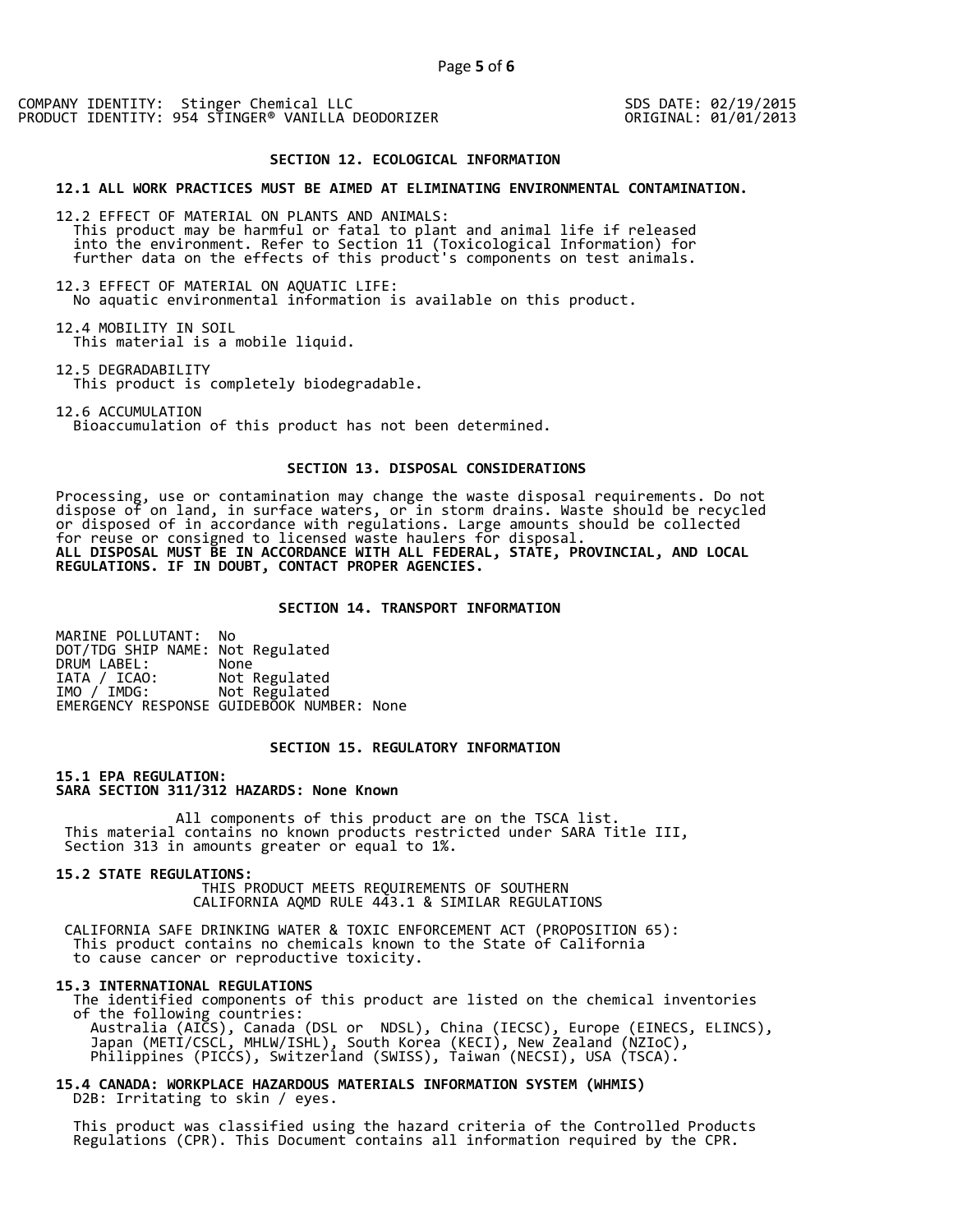## SECTION 12. ECOLOGICAL INFORMATION

**12.1 ALL WORK PRACTICES MUST BE AIMED AT ELIMINATING ENVIRONMENTAL CONTAMINATION.**

12.2 EFFECT OF MATERIAL ON PLANTS AND ANIMALS:
This product may be harmful or fatal to plant and animal life if released into the environment. Refer to Section 11 (Toxicological Information) for further data on the effects of this product's components on test animals.

12.3 EFFECT OF MATERIAL ON AQUATIC LIFE:
No aquatic environmental information is available on this product.

12.4 MOBILITY IN SOIL
This material is a mobile liquid.

12.5 DEGRADABILITY
This product is completely biodegradable.

12.6 ACCUMULATION
Bioaccumulation of this product has not been determined.

## SECTION 13. DISPOSAL CONSIDERATIONS

Processing, use or contamination may change the waste disposal requirements. Do not dispose of on land, in surface waters, or in storm drains. Waste should be recycled or disposed of in accordance with regulations. Large amounts should be collected for reuse or consigned to licensed waste haulers for disposal.
**ALL DISPOSAL MUST BE IN ACCORDANCE WITH ALL FEDERAL, STATE, PROVINCIAL, AND LOCAL REGULATIONS. IF IN DOUBT, CONTACT PROPER AGENCIES.**

## SECTION 14. TRANSPORT INFORMATION

MARINE POLLUTANT: No
DOT/TDG SHIP NAME: Not Regulated
DRUM LABEL: None
IATA / ICAO: Not Regulated
IMO / IMDG: Not Regulated
EMERGENCY RESPONSE GUIDEBOOK NUMBER: None

## SECTION 15. REGULATORY INFORMATION

**15.1 EPA REGULATION:**
**SARA SECTION 311/312 HAZARDS: None Known**

All components of this product are on the TSCA list.
This material contains no known products restricted under SARA Title III, Section 313 in amounts greater or equal to 1%.

**15.2 STATE REGULATIONS:**
THIS PRODUCT MEETS REQUIREMENTS OF SOUTHERN CALIFORNIA AQMD RULE 443.1 & SIMILAR REGULATIONS

CALIFORNIA SAFE DRINKING WATER & TOXIC ENFORCEMENT ACT (PROPOSITION 65):
This product contains no chemicals known to the State of California to cause cancer or reproductive toxicity.

**15.3 INTERNATIONAL REGULATIONS**
The identified components of this product are listed on the chemical inventories of the following countries:
Australia (AICS), Canada (DSL or NDSL), China (IECSC), Europe (EINECS, ELINCS), Japan (METI/CSCL, MHLW/ISHL), South Korea (KECI), New Zealand (NZIoC), Philippines (PICCS), Switzerland (SWISS), Taiwan (NECSI), USA (TSCA).

**15.4 CANADA: WORKPLACE HAZARDOUS MATERIALS INFORMATION SYSTEM (WHMIS)**
D2B: Irritating to skin / eyes.

This product was classified using the hazard criteria of the Controlled Products Regulations (CPR). This Document contains all information required by the CPR.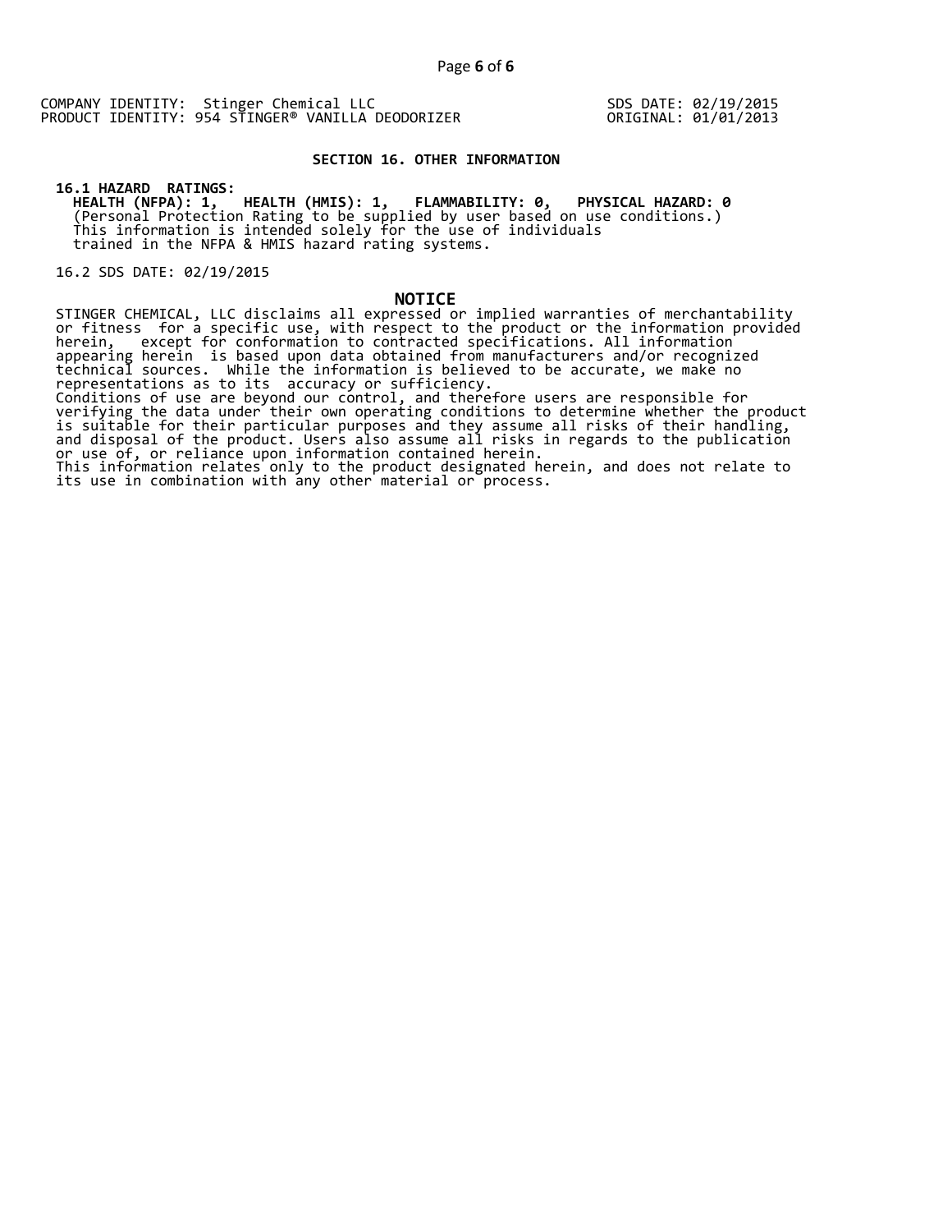## SECTION 16. OTHER INFORMATION

**16.1 HAZARD RATINGS:**

**HEALTH (NFPA): 1, HEALTH (HMIS): 1, FLAMMABILITY: 0, PHYSICAL HAZARD: 0**

(Personal Protection Rating to be supplied by user based on use conditions.)
This information is intended solely for the use of individuals trained in the NFPA & HMIS hazard rating systems.

16.2 SDS DATE: 02/19/2015

### NOTICE

STINGER CHEMICAL, LLC disclaims all expressed or implied warranties of merchantability or fitness for a specific use, with respect to the product or the information provided herein, except for conformation to contracted specifications. All information appearing herein is based upon data obtained from manufacturers and/or recognized technical sources. While the information is believed to be accurate, we make no representations as to its accuracy or sufficiency.
Conditions of use are beyond our control, and therefore users are responsible for verifying the data under their own operating conditions to determine whether the product is suitable for their particular purposes and they assume all risks of their handling, and disposal of the product. Users also assume all risks in regards to the publication or use of, or reliance upon information contained herein.
This information relates only to the product designated herein, and does not relate to its use in combination with any other material or process.